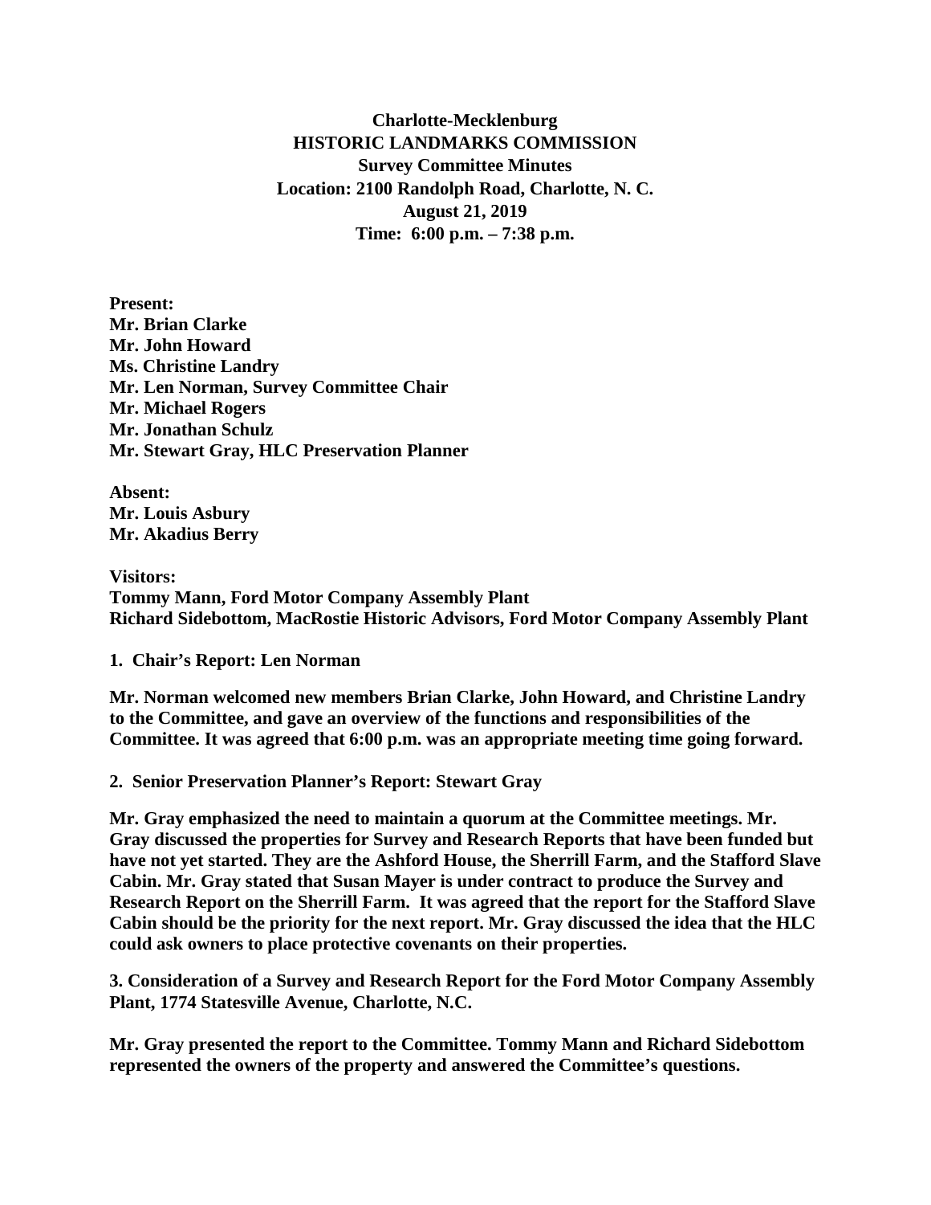# Charlotte-Mecklenburg
# HISTORIC LANDMARKS COMMISSION
## Survey Committee Minutes

**Location: 2100 Randolph Road, Charlotte, N. C.**
**August 21, 2019**
**Time: 6:00 p.m. – 7:38 p.m.**

**Present:**
**Mr. Brian Clarke**
**Mr. John Howard**
**Ms. Christine Landry**
**Mr. Len Norman, Survey Committee Chair**
**Mr. Michael Rogers**
**Mr. Jonathan Schulz**
**Mr. Stewart Gray, HLC Preservation Planner**

**Absent:**
**Mr. Louis Asbury**
**Mr. Akadius Berry**

**Visitors:**
**Tommy Mann, Ford Motor Company Assembly Plant**
**Richard Sidebottom, MacRostie Historic Advisors, Ford Motor Company Assembly Plant**

**1. Chair's Report: Len Norman**

**Mr. Norman welcomed new members Brian Clarke, John Howard, and Christine Landry to the Committee, and gave an overview of the functions and responsibilities of the Committee. It was agreed that 6:00 p.m. was an appropriate meeting time going forward.**

**2. Senior Preservation Planner's Report: Stewart Gray**

**Mr. Gray emphasized the need to maintain a quorum at the Committee meetings. Mr. Gray discussed the properties for Survey and Research Reports that have been funded but have not yet started. They are the Ashford House, the Sherrill Farm, and the Stafford Slave Cabin. Mr. Gray stated that Susan Mayer is under contract to produce the Survey and Research Report on the Sherrill Farm. It was agreed that the report for the Stafford Slave Cabin should be the priority for the next report. Mr. Gray discussed the idea that the HLC could ask owners to place protective covenants on their properties.**

**3. Consideration of a Survey and Research Report for the Ford Motor Company Assembly Plant, 1774 Statesville Avenue, Charlotte, N.C.**

**Mr. Gray presented the report to the Committee. Tommy Mann and Richard Sidebottom represented the owners of the property and answered the Committee's questions.**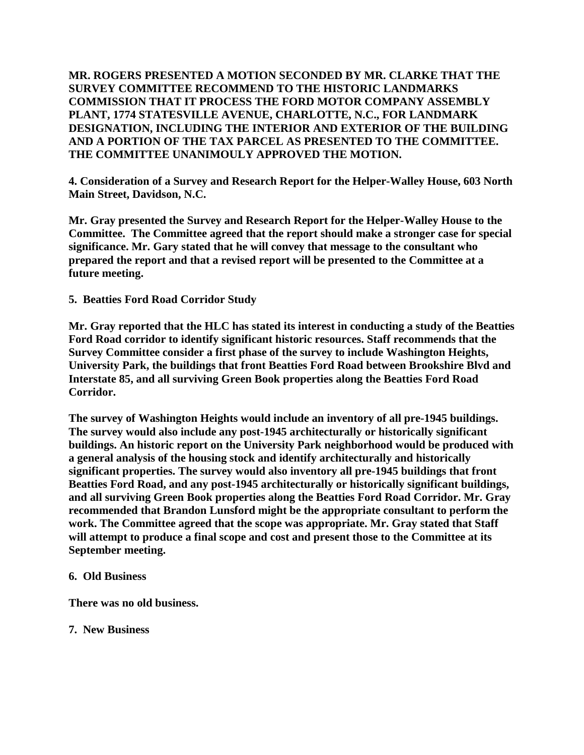**MR. ROGERS PRESENTED A MOTION SECONDED BY MR. CLARKE THAT THE SURVEY COMMITTEE RECOMMEND TO THE HISTORIC LANDMARKS COMMISSION THAT IT PROCESS THE FORD MOTOR COMPANY ASSEMBLY PLANT, 1774 STATESVILLE AVENUE, CHARLOTTE, N.C., FOR LANDMARK DESIGNATION, INCLUDING THE INTERIOR AND EXTERIOR OF THE BUILDING AND A PORTION OF THE TAX PARCEL AS PRESENTED TO THE COMMITTEE. THE COMMITTEE UNANIMOULY APPROVED THE MOTION.**

**4. Consideration of a Survey and Research Report for the Helper-Walley House, 603 North Main Street, Davidson, N.C.**

**Mr. Gray presented the Survey and Research Report for the Helper-Walley House to the Committee. The Committee agreed that the report should make a stronger case for special significance. Mr. Gary stated that he will convey that message to the consultant who prepared the report and that a revised report will be presented to the Committee at a future meeting.**

**5. Beatties Ford Road Corridor Study**

**Mr. Gray reported that the HLC has stated its interest in conducting a study of the Beatties Ford Road corridor to identify significant historic resources. Staff recommends that the Survey Committee consider a first phase of the survey to include Washington Heights, University Park, the buildings that front Beatties Ford Road between Brookshire Blvd and Interstate 85, and all surviving Green Book properties along the Beatties Ford Road Corridor.**

**The survey of Washington Heights would include an inventory of all pre-1945 buildings. The survey would also include any post-1945 architecturally or historically significant buildings. An historic report on the University Park neighborhood would be produced with a general analysis of the housing stock and identify architecturally and historically significant properties. The survey would also inventory all pre-1945 buildings that front Beatties Ford Road, and any post-1945 architecturally or historically significant buildings, and all surviving Green Book properties along the Beatties Ford Road Corridor. Mr. Gray recommended that Brandon Lunsford might be the appropriate consultant to perform the work. The Committee agreed that the scope was appropriate. Mr. Gray stated that Staff will attempt to produce a final scope and cost and present those to the Committee at its September meeting.**

**6. Old Business**

**There was no old business.**

**7. New Business**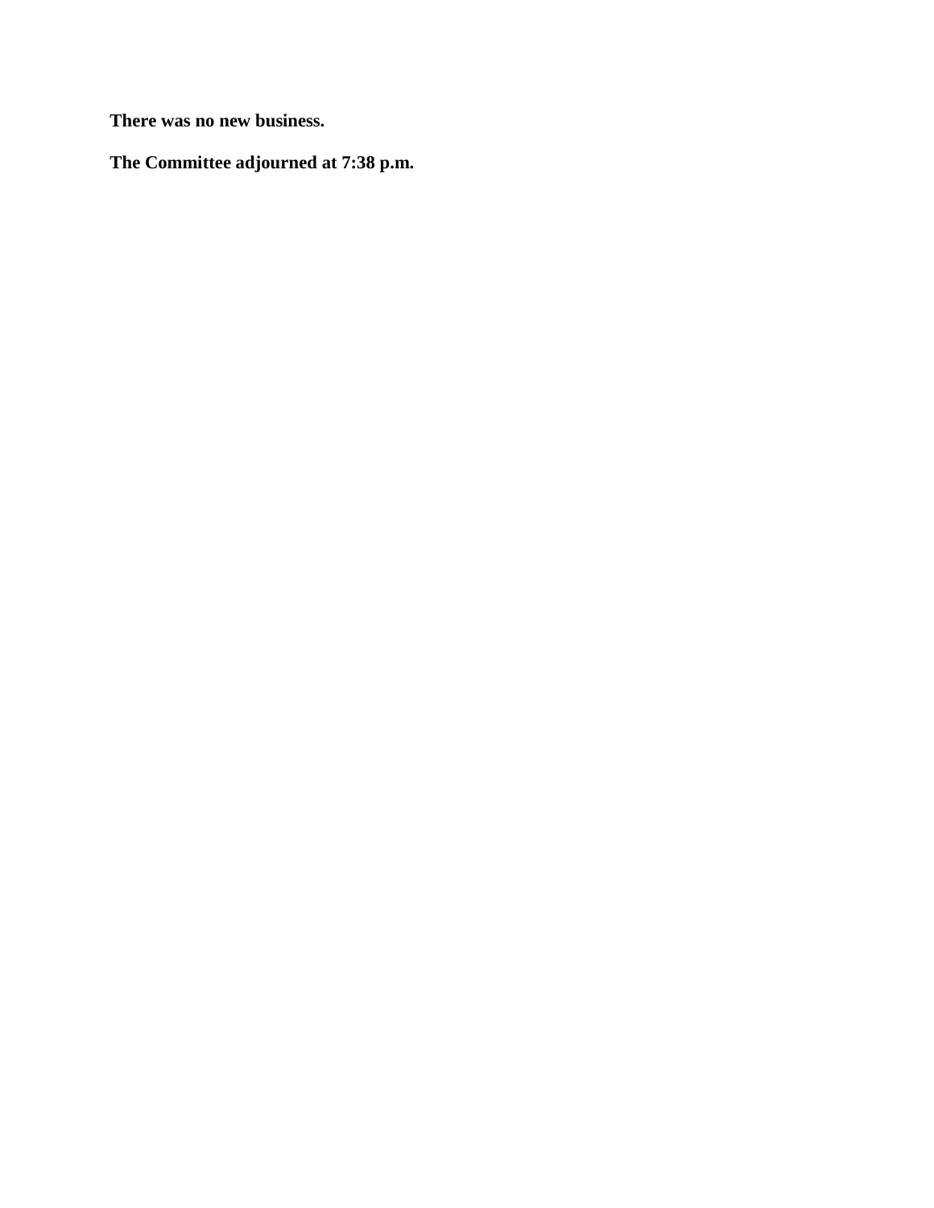**There was no new business.**

**The Committee adjourned at 7:38 p.m.**